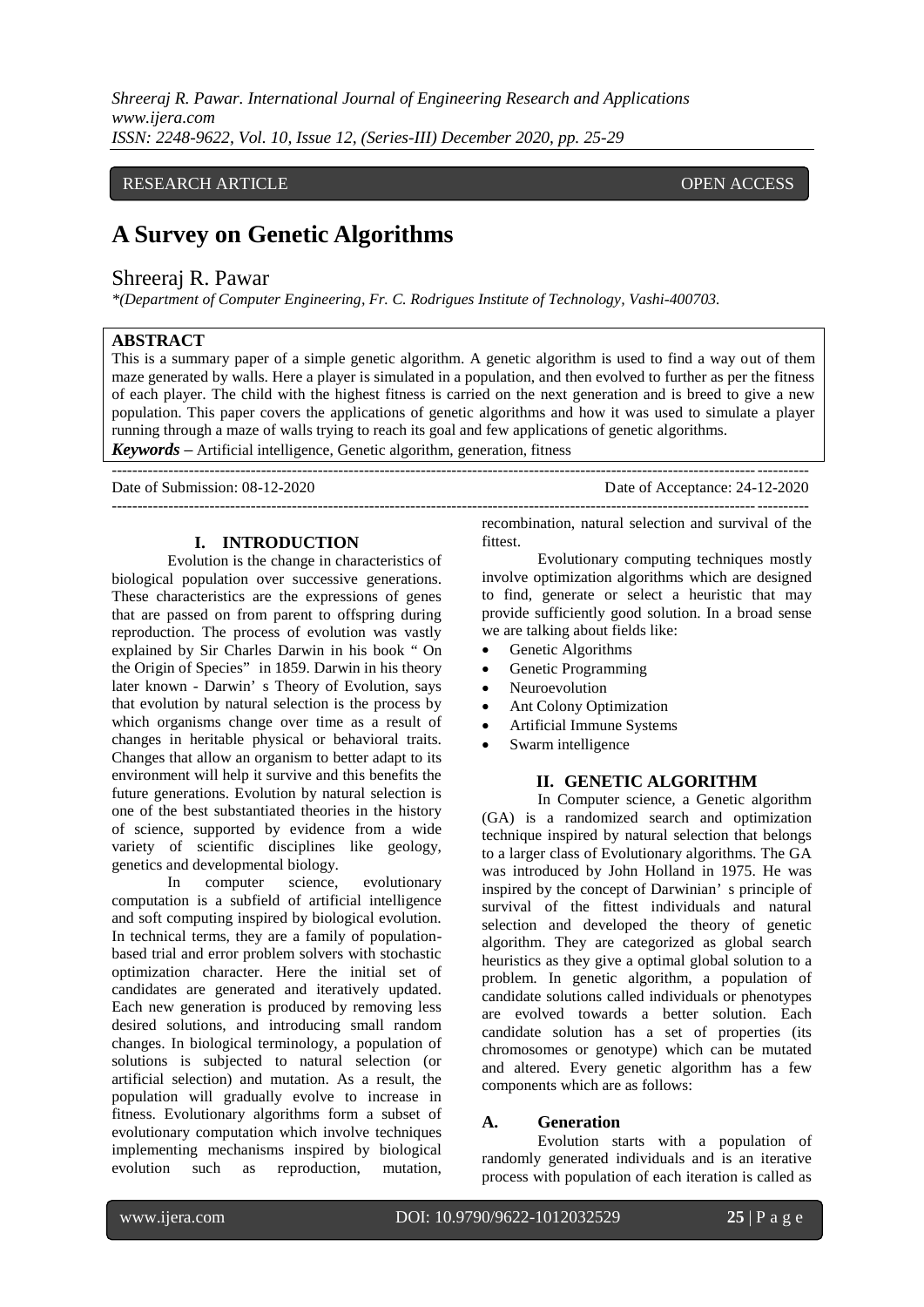RESEARCH ARTICLE OPEN ACCESS

# A Survey on Genetic Algorithms

Shreeraj R. Pawar

*\*(Department of Computer Engineering, Fr. C. Rodrigues Institute of Technology, Vashi-400703.*

**ABSTRACT**

This is a summary paper of a simple genetic algorithm. A genetic algorithm is used to find a way out of them maze generated by walls. Here a player is simulated in a population, and then evolved to further as per the fitness of each player. The child with the highest fitness is carried on the next generation and is breed to give a new population. This paper covers the applications of genetic algorithms and how it was used to simulate a player running through a maze of walls trying to reach its goal and few applications of genetic algorithms.

***Keywords*** **–** Artificial intelligence, Genetic algorithm, generation, fitness

---

Date of Submission: 08-12-2020 Date of Acceptance: 24-12-2020

---

## I. INTRODUCTION

Evolution is the change in characteristics of biological population over successive generations. These characteristics are the expressions of genes that are passed on from parent to offspring during reproduction. The process of evolution was vastly explained by Sir Charles Darwin in his book " On the Origin of Species" in 1859. Darwin in his theory later known - Darwin' s Theory of Evolution, says that evolution by natural selection is the process by which organisms change over time as a result of changes in heritable physical or behavioral traits. Changes that allow an organism to better adapt to its environment will help it survive and this benefits the future generations. Evolution by natural selection is one of the best substantiated theories in the history of science, supported by evidence from a wide variety of scientific disciplines like geology, genetics and developmental biology.

In computer science, evolutionary computation is a subfield of artificial intelligence and soft computing inspired by biological evolution. In technical terms, they are a family of population-based trial and error problem solvers with stochastic optimization character. Here the initial set of candidates are generated and iteratively updated. Each new generation is produced by removing less desired solutions, and introducing small random changes. In biological terminology, a population of solutions is subjected to natural selection (or artificial selection) and mutation. As a result, the population will gradually evolve to increase in fitness. Evolutionary algorithms form a subset of evolutionary computation which involve techniques implementing mechanisms inspired by biological evolution such as reproduction, mutation, recombination, natural selection and survival of the fittest.

Evolutionary computing techniques mostly involve optimization algorithms which are designed to find, generate or select a heuristic that may provide sufficiently good solution. In a broad sense we are talking about fields like:

- Genetic Algorithms
- Genetic Programming
- Neuroevolution
- Ant Colony Optimization
- Artificial Immune Systems
- Swarm intelligence

## II. GENETIC ALGORITHM

In Computer science, a Genetic algorithm (GA) is a randomized search and optimization technique inspired by natural selection that belongs to a larger class of Evolutionary algorithms. The GA was introduced by John Holland in 1975. He was inspired by the concept of Darwinian' s principle of survival of the fittest individuals and natural selection and developed the theory of genetic algorithm. They are categorized as global search heuristics as they give a optimal global solution to a problem. In genetic algorithm, a population of candidate solutions called individuals or phenotypes are evolved towards a better solution. Each candidate solution has a set of properties (its chromosomes or genotype) which can be mutated and altered. Every genetic algorithm has a few components which are as follows:

### A. Generation

Evolution starts with a population of randomly generated individuals and is an iterative process with population of each iteration is called as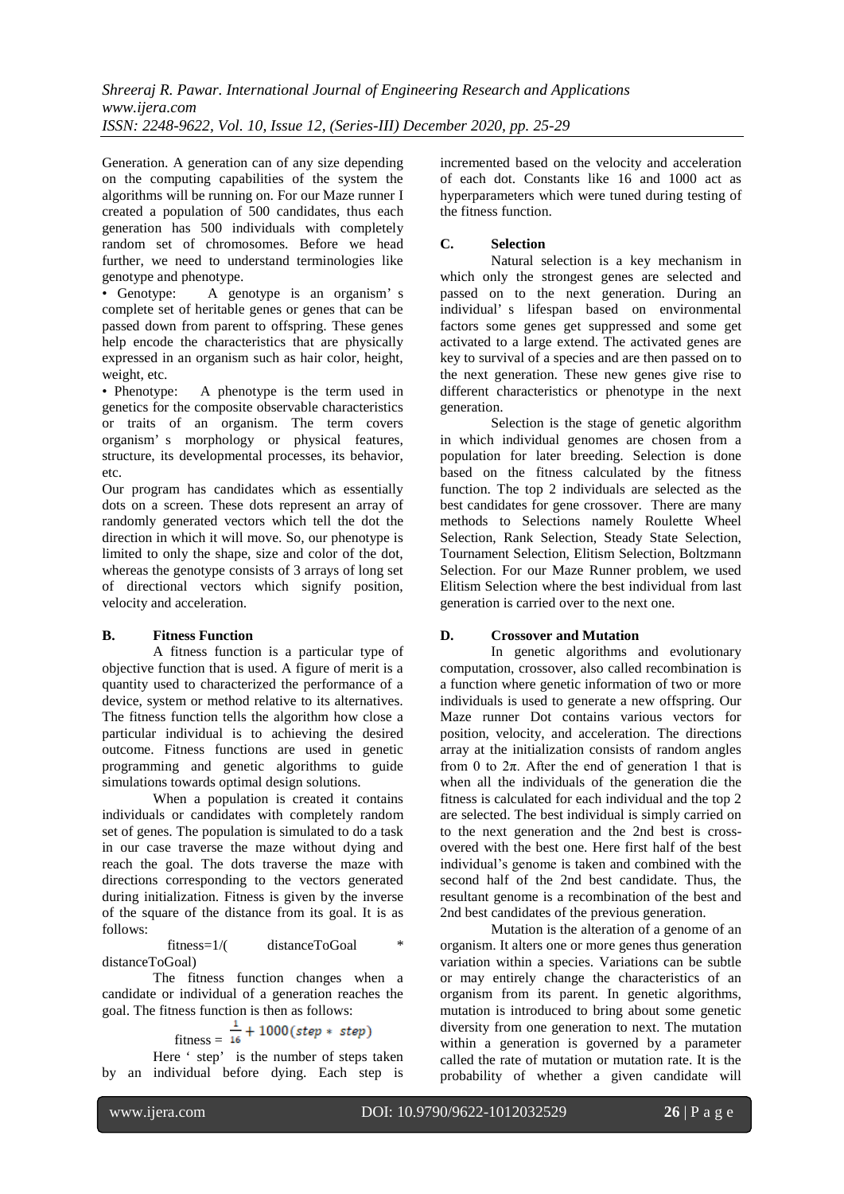Generation. A generation can of any size depending on the computing capabilities of the system the algorithms will be running on. For our Maze runner I created a population of 500 candidates, thus each generation has 500 individuals with completely random set of chromosomes. Before we head further, we need to understand terminologies like genotype and phenotype.

- Genotype: A genotype is an organism' s complete set of heritable genes or genes that can be passed down from parent to offspring. These genes help encode the characteristics that are physically expressed in an organism such as hair color, height, weight, etc.
- Phenotype: A phenotype is the term used in genetics for the composite observable characteristics or traits of an organism. The term covers organism' s morphology or physical features, structure, its developmental processes, its behavior, etc.

Our program has candidates which as essentially dots on a screen. These dots represent an array of randomly generated vectors which tell the dot the direction in which it will move. So, our phenotype is limited to only the shape, size and color of the dot, whereas the genotype consists of 3 arrays of long set of directional vectors which signify position, velocity and acceleration.

### B. Fitness Function

A fitness function is a particular type of objective function that is used. A figure of merit is a quantity used to characterized the performance of a device, system or method relative to its alternatives. The fitness function tells the algorithm how close a particular individual is to achieving the desired outcome. Fitness functions are used in genetic programming and genetic algorithms to guide simulations towards optimal design solutions.

When a population is created it contains individuals or candidates with completely random set of genes. The population is simulated to do a task in our case traverse the maze without dying and reach the goal. The dots traverse the maze with directions corresponding to the vectors generated during initialization. Fitness is given by the inverse of the square of the distance from its goal. It is as follows:

$$\text{fitness} = 1/(\text{distanceToGoal} * \text{distanceToGoal})$$

The fitness function changes when a candidate or individual of a generation reaches the goal. The fitness function is then as follows:

$$\text{fitness} = \frac{1}{16} + 1000(step * step)$$

Here ' step' is the number of steps taken by an individual before dying. Each step is incremented based on the velocity and acceleration of each dot. Constants like 16 and 1000 act as hyperparameters which were tuned during testing of the fitness function.

### C. Selection

Natural selection is a key mechanism in which only the strongest genes are selected and passed on to the next generation. During an individual' s lifespan based on environmental factors some genes get suppressed and some get activated to a large extend. The activated genes are key to survival of a species and are then passed on to the next generation. These new genes give rise to different characteristics or phenotype in the next generation.

Selection is the stage of genetic algorithm in which individual genomes are chosen from a population for later breeding. Selection is done based on the fitness calculated by the fitness function. The top 2 individuals are selected as the best candidates for gene crossover. There are many methods to Selections namely Roulette Wheel Selection, Rank Selection, Steady State Selection, Tournament Selection, Elitism Selection, Boltzmann Selection. For our Maze Runner problem, we used Elitism Selection where the best individual from last generation is carried over to the next one.

### D. Crossover and Mutation

In genetic algorithms and evolutionary computation, crossover, also called recombination is a function where genetic information of two or more individuals is used to generate a new offspring. Our Maze runner Dot contains various vectors for position, velocity, and acceleration. The directions array at the initialization consists of random angles from 0 to $2\pi$. After the end of generation 1 that is when all the individuals of the generation die the fitness is calculated for each individual and the top 2 are selected. The best individual is simply carried on to the next generation and the 2nd best is cross-overed with the best one. Here first half of the best individual's genome is taken and combined with the second half of the 2nd best candidate. Thus, the resultant genome is a recombination of the best and 2nd best candidates of the previous generation.

Mutation is the alteration of a genome of an organism. It alters one or more genes thus generation variation within a species. Variations can be subtle or may entirely change the characteristics of an organism from its parent. In genetic algorithms, mutation is introduced to bring about some genetic diversity from one generation to next. The mutation within a generation is governed by a parameter called the rate of mutation or mutation rate. It is the probability of whether a given candidate will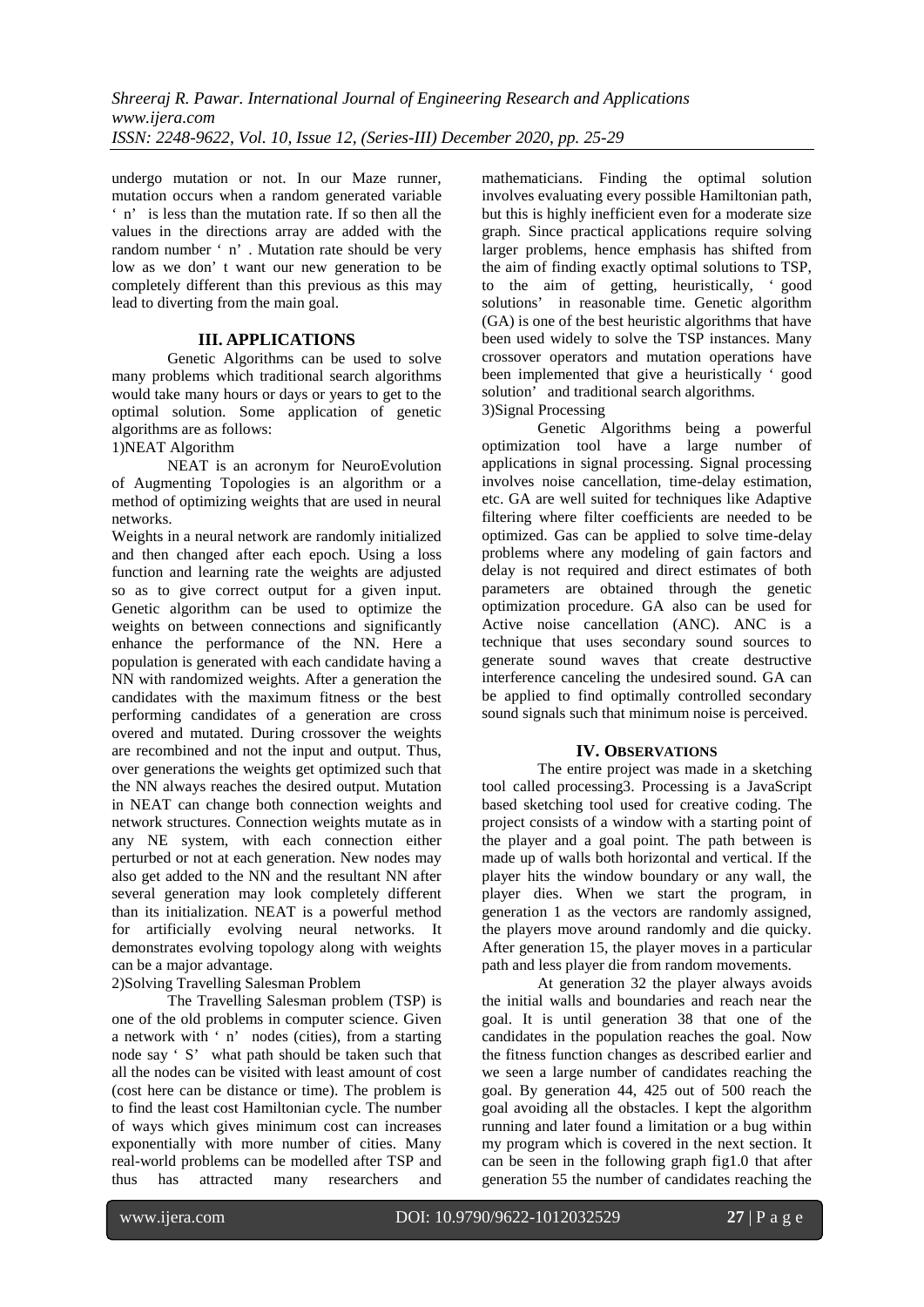undergo mutation or not. In our Maze runner, mutation occurs when a random generated variable ' n' is less than the mutation rate. If so then all the values in the directions array are added with the random number ' n' . Mutation rate should be very low as we don' t want our new generation to be completely different than this previous as this may lead to diverting from the main goal.

## III. APPLICATIONS

Genetic Algorithms can be used to solve many problems which traditional search algorithms would take many hours or days or years to get to the optimal solution. Some application of genetic algorithms are as follows:

1)NEAT Algorithm

NEAT is an acronym for NeuroEvolution of Augmenting Topologies is an algorithm or a method of optimizing weights that are used in neural networks.

Weights in a neural network are randomly initialized and then changed after each epoch. Using a loss function and learning rate the weights are adjusted so as to give correct output for a given input. Genetic algorithm can be used to optimize the weights on between connections and significantly enhance the performance of the NN. Here a population is generated with each candidate having a NN with randomized weights. After a generation the candidates with the maximum fitness or the best performing candidates of a generation are cross overed and mutated. During crossover the weights are recombined and not the input and output. Thus, over generations the weights get optimized such that the NN always reaches the desired output. Mutation in NEAT can change both connection weights and network structures. Connection weights mutate as in any NE system, with each connection either perturbed or not at each generation. New nodes may also get added to the NN and the resultant NN after several generation may look completely different than its initialization. NEAT is a powerful method for artificially evolving neural networks. It demonstrates evolving topology along with weights can be a major advantage.

2)Solving Travelling Salesman Problem

The Travelling Salesman problem (TSP) is one of the old problems in computer science. Given a network with ' n' nodes (cities), from a starting node say ' S' what path should be taken such that all the nodes can be visited with least amount of cost (cost here can be distance or time). The problem is to find the least cost Hamiltonian cycle. The number of ways which gives minimum cost can increases exponentially with more number of cities. Many real-world problems can be modelled after TSP and thus has attracted many researchers and mathematicians. Finding the optimal solution involves evaluating every possible Hamiltonian path, but this is highly inefficient even for a moderate size graph. Since practical applications require solving larger problems, hence emphasis has shifted from the aim of finding exactly optimal solutions to TSP, to the aim of getting, heuristically, ' good solutions' in reasonable time. Genetic algorithm (GA) is one of the best heuristic algorithms that have been used widely to solve the TSP instances. Many crossover operators and mutation operations have been implemented that give a heuristically ' good solution' and traditional search algorithms.

3)Signal Processing

Genetic Algorithms being a powerful optimization tool have a large number of applications in signal processing. Signal processing involves noise cancellation, time-delay estimation, etc. GA are well suited for techniques like Adaptive filtering where filter coefficients are needed to be optimized. Gas can be applied to solve time-delay problems where any modeling of gain factors and delay is not required and direct estimates of both parameters are obtained through the genetic optimization procedure. GA also can be used for Active noise cancellation (ANC). ANC is a technique that uses secondary sound sources to generate sound waves that create destructive interference canceling the undesired sound. GA can be applied to find optimally controlled secondary sound signals such that minimum noise is perceived.

## IV. OBSERVATIONS

The entire project was made in a sketching tool called processing3. Processing is a JavaScript based sketching tool used for creative coding. The project consists of a window with a starting point of the player and a goal point. The path between is made up of walls both horizontal and vertical. If the player hits the window boundary or any wall, the player dies. When we start the program, in generation 1 as the vectors are randomly assigned, the players move around randomly and die quicky. After generation 15, the player moves in a particular path and less player die from random movements.

At generation 32 the player always avoids the initial walls and boundaries and reach near the goal. It is until generation 38 that one of the candidates in the population reaches the goal. Now the fitness function changes as described earlier and we seen a large number of candidates reaching the goal. By generation 44, 425 out of 500 reach the goal avoiding all the obstacles. I kept the algorithm running and later found a limitation or a bug within my program which is covered in the next section. It can be seen in the following graph fig1.0 that after generation 55 the number of candidates reaching the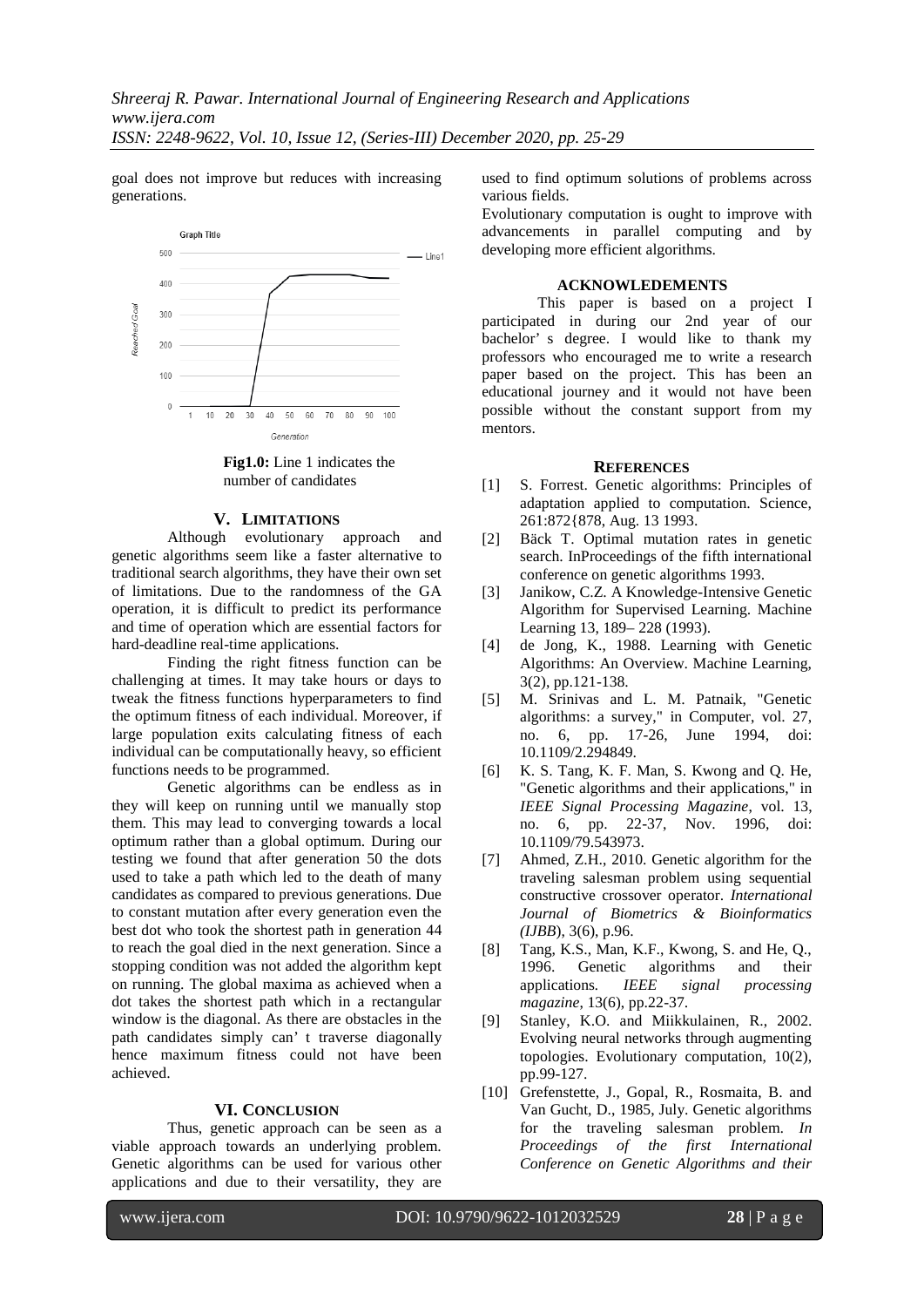goal does not improve but reduces with increasing generations.

**Fig1.0:** Line 1 indicates the number of candidates

## V. LIMITATIONS

Although evolutionary approach and genetic algorithms seem like a faster alternative to traditional search algorithms, they have their own set of limitations. Due to the randomness of the GA operation, it is difficult to predict its performance and time of operation which are essential factors for hard-deadline real-time applications.

Finding the right fitness function can be challenging at times. It may take hours or days to tweak the fitness functions hyperparameters to find the optimum fitness of each individual. Moreover, if large population exits calculating fitness of each individual can be computationally heavy, so efficient functions needs to be programmed.

Genetic algorithms can be endless as in they will keep on running until we manually stop them. This may lead to converging towards a local optimum rather than a global optimum. During our testing we found that after generation 50 the dots used to take a path which led to the death of many candidates as compared to previous generations. Due to constant mutation after every generation even the best dot who took the shortest path in generation 44 to reach the goal died in the next generation. Since a stopping condition was not added the algorithm kept on running. The global maxima as achieved when a dot takes the shortest path which in a rectangular window is the diagonal. As there are obstacles in the path candidates simply can' t traverse diagonally hence maximum fitness could not have been achieved.

## VI. CONCLUSION

Thus, genetic approach can be seen as a viable approach towards an underlying problem. Genetic algorithms can be used for various other applications and due to their versatility, they are used to find optimum solutions of problems across various fields.

Evolutionary computation is ought to improve with advancements in parallel computing and by developing more efficient algorithms.

## ACKNOWLEDEMENTS

This paper is based on a project I participated in during our 2nd year of our bachelor' s degree. I would like to thank my professors who encouraged me to write a research paper based on the project. This has been an educational journey and it would not have been possible without the constant support from my mentors.

## REFERENCES

[1] S. Forrest. Genetic algorithms: Principles of adaptation applied to computation. Science, 261:872{878, Aug. 13 1993.

[2] Bäck T. Optimal mutation rates in genetic search. InProceedings of the fifth international conference on genetic algorithms 1993.

[3] Janikow, C.Z. A Knowledge-Intensive Genetic Algorithm for Supervised Learning. Machine Learning 13, 189– 228 (1993).

[4] de Jong, K., 1988. Learning with Genetic Algorithms: An Overview. Machine Learning, 3(2), pp.121-138.

[5] M. Srinivas and L. M. Patnaik, "Genetic algorithms: a survey," in Computer, vol. 27, no. 6, pp. 17-26, June 1994, doi: 10.1109/2.294849.

[6] K. S. Tang, K. F. Man, S. Kwong and Q. He, "Genetic algorithms and their applications," in *IEEE Signal Processing Magazine*, vol. 13, no. 6, pp. 22-37, Nov. 1996, doi: 10.1109/79.543973.

[7] Ahmed, Z.H., 2010. Genetic algorithm for the traveling salesman problem using sequential constructive crossover operator. *International Journal of Biometrics & Bioinformatics (IJBB*), 3(6), p.96.

[8] Tang, K.S., Man, K.F., Kwong, S. and He, Q., 1996. Genetic algorithms and their applications. *IEEE signal processing magazine*, 13(6), pp.22-37.

[9] Stanley, K.O. and Miikkulainen, R., 2002. Evolving neural networks through augmenting topologies. Evolutionary computation, 10(2), pp.99-127.

[10] Grefenstette, J., Gopal, R., Rosmaita, B. and Van Gucht, D., 1985, July. Genetic algorithms for the traveling salesman problem. *In Proceedings of the first International Conference on Genetic Algorithms and their*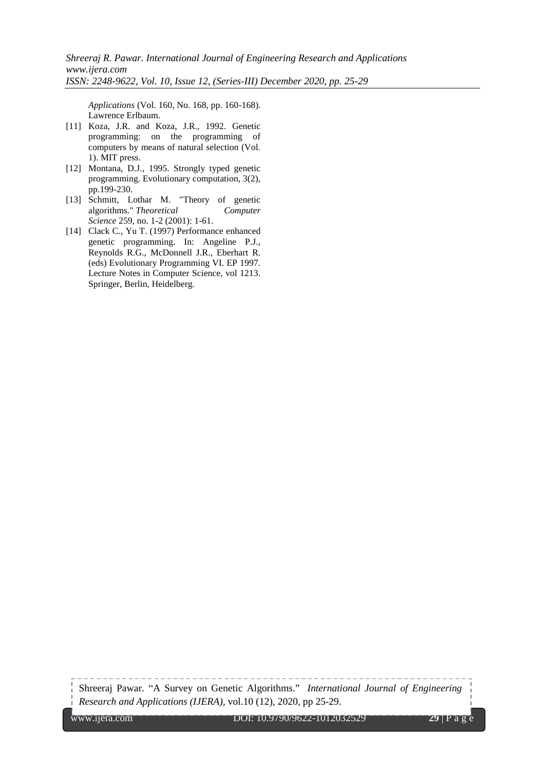*Applications* (Vol. 160, No. 168, pp. 160-168). Lawrence Erlbaum.

[11] Koza, J.R. and Koza, J.R., 1992. Genetic programming: on the programming of computers by means of natural selection (Vol. 1). MIT press.

[12] Montana, D.J., 1995. Strongly typed genetic programming. Evolutionary computation, 3(2), pp.199-230.

[13] Schmitt, Lothar M. "Theory of genetic algorithms." *Theoretical Computer Science* 259, no. 1-2 (2001): 1-61.

[14] Clack C., Yu T. (1997) Performance enhanced genetic programming. In: Angeline P.J., Reynolds R.G., McDonnell J.R., Eberhart R. (eds) Evolutionary Programming VI. EP 1997. Lecture Notes in Computer Science, vol 1213. Springer, Berlin, Heidelberg.

Shreeraj Pawar. "A Survey on Genetic Algorithms." *International Journal of Engineering Research and Applications (IJERA)*, vol.10 (12), 2020, pp 25-29.